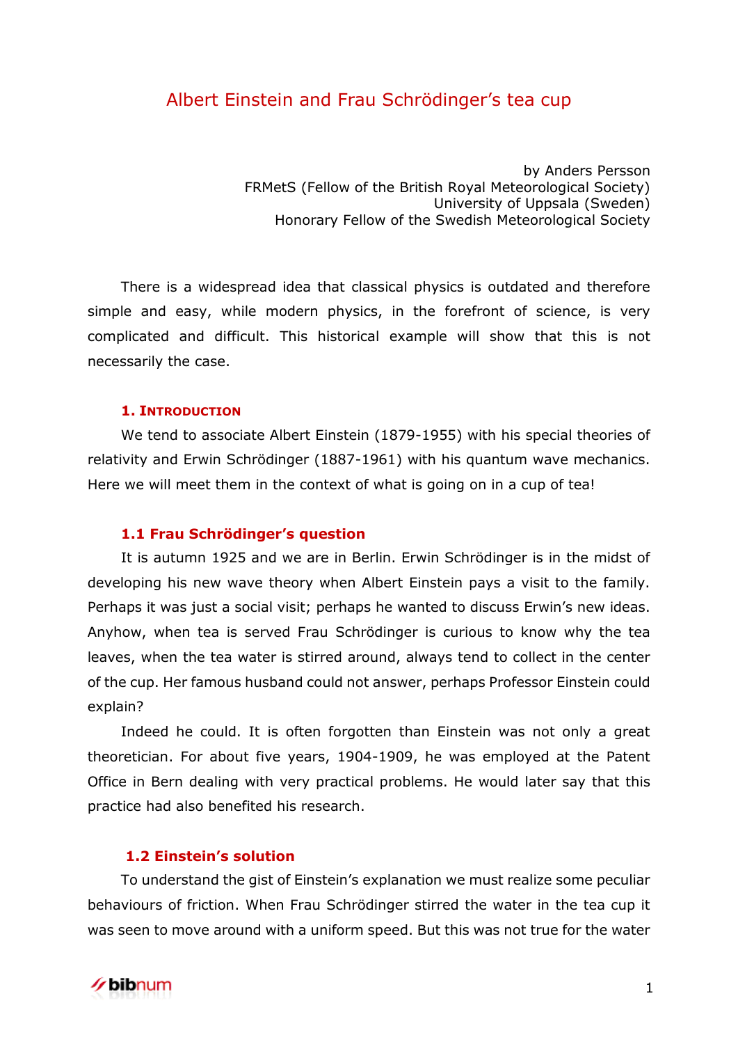# Albert Einstein and Frau Schrödinger's tea cup

by Anders Persson
FRMetS (Fellow of the British Royal Meteorological Society)
University of Uppsala (Sweden)
Honorary Fellow of the Swedish Meteorological Society

There is a widespread idea that classical physics is outdated and therefore simple and easy, while modern physics, in the forefront of science, is very complicated and difficult. This historical example will show that this is not necessarily the case.

## 1. Introduction

We tend to associate Albert Einstein (1879-1955) with his special theories of relativity and Erwin Schrödinger (1887-1961) with his quantum wave mechanics. Here we will meet them in the context of what is going on in a cup of tea!

### 1.1 Frau Schrödinger's question

It is autumn 1925 and we are in Berlin. Erwin Schrödinger is in the midst of developing his new wave theory when Albert Einstein pays a visit to the family. Perhaps it was just a social visit; perhaps he wanted to discuss Erwin's new ideas. Anyhow, when tea is served Frau Schrödinger is curious to know why the tea leaves, when the tea water is stirred around, always tend to collect in the center of the cup. Her famous husband could not answer, perhaps Professor Einstein could explain?

Indeed he could. It is often forgotten than Einstein was not only a great theoretician. For about five years, 1904-1909, he was employed at the Patent Office in Bern dealing with very practical problems. He would later say that this practice had also benefited his research.

### 1.2 Einstein's solution

To understand the gist of Einstein's explanation we must realize some peculiar behaviours of friction. When Frau Schrödinger stirred the water in the tea cup it was seen to move around with a uniform speed. But this was not true for the water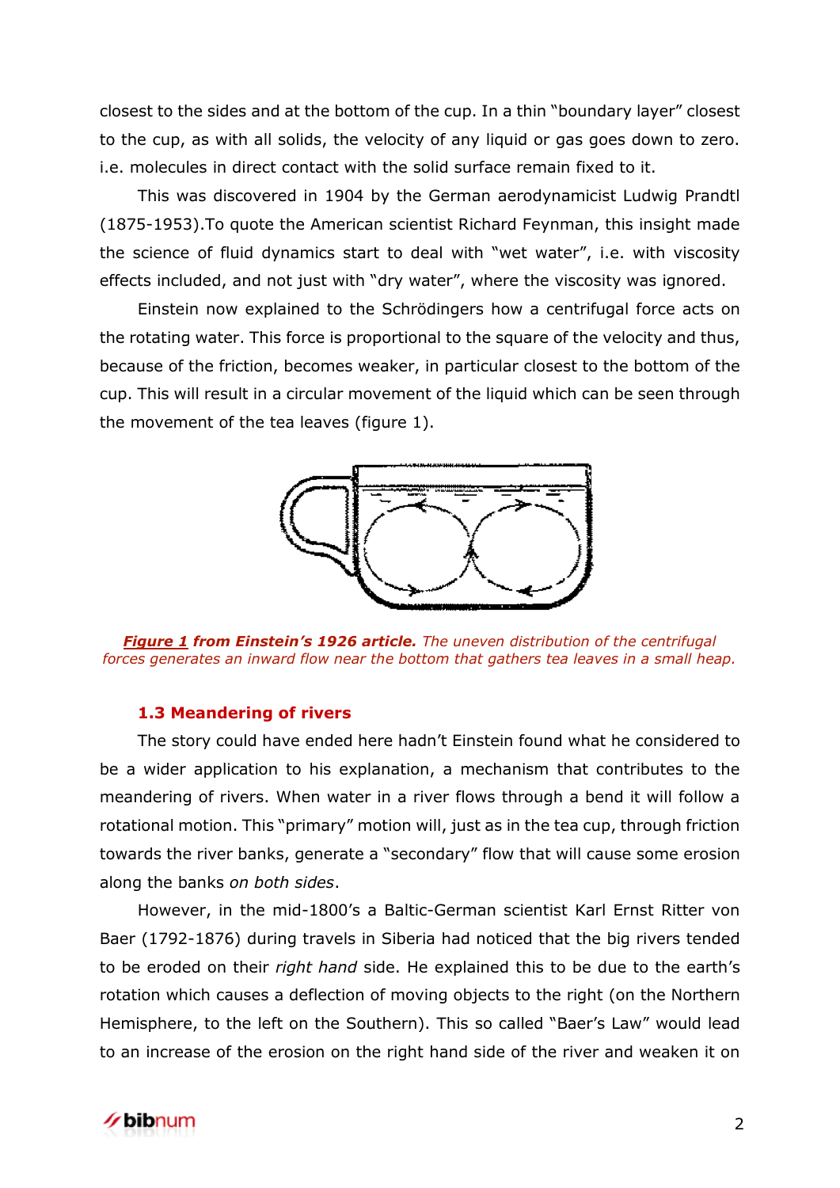closest to the sides and at the bottom of the cup. In a thin "boundary layer" closest to the cup, as with all solids, the velocity of any liquid or gas goes down to zero. i.e. molecules in direct contact with the solid surface remain fixed to it.

This was discovered in 1904 by the German aerodynamicist Ludwig Prandtl (1875-1953).To quote the American scientist Richard Feynman, this insight made the science of fluid dynamics start to deal with "wet water", i.e. with viscosity effects included, and not just with "dry water", where the viscosity was ignored.

Einstein now explained to the Schrödingers how a centrifugal force acts on the rotating water. This force is proportional to the square of the velocity and thus, because of the friction, becomes weaker, in particular closest to the bottom of the cup. This will result in a circular movement of the liquid which can be seen through the movement of the tea leaves (figure 1).

***Figure 1* from Einstein's 1926 article.** *The uneven distribution of the centrifugal forces generates an inward flow near the bottom that gathers tea leaves in a small heap.*

### 1.3 Meandering of rivers

The story could have ended here hadn't Einstein found what he considered to be a wider application to his explanation, a mechanism that contributes to the meandering of rivers. When water in a river flows through a bend it will follow a rotational motion. This "primary" motion will, just as in the tea cup, through friction towards the river banks, generate a "secondary" flow that will cause some erosion along the banks *on both sides*.

However, in the mid-1800's a Baltic-German scientist Karl Ernst Ritter von Baer (1792-1876) during travels in Siberia had noticed that the big rivers tended to be eroded on their *right hand* side. He explained this to be due to the earth's rotation which causes a deflection of moving objects to the right (on the Northern Hemisphere, to the left on the Southern). This so called "Baer's Law" would lead to an increase of the erosion on the right hand side of the river and weaken it on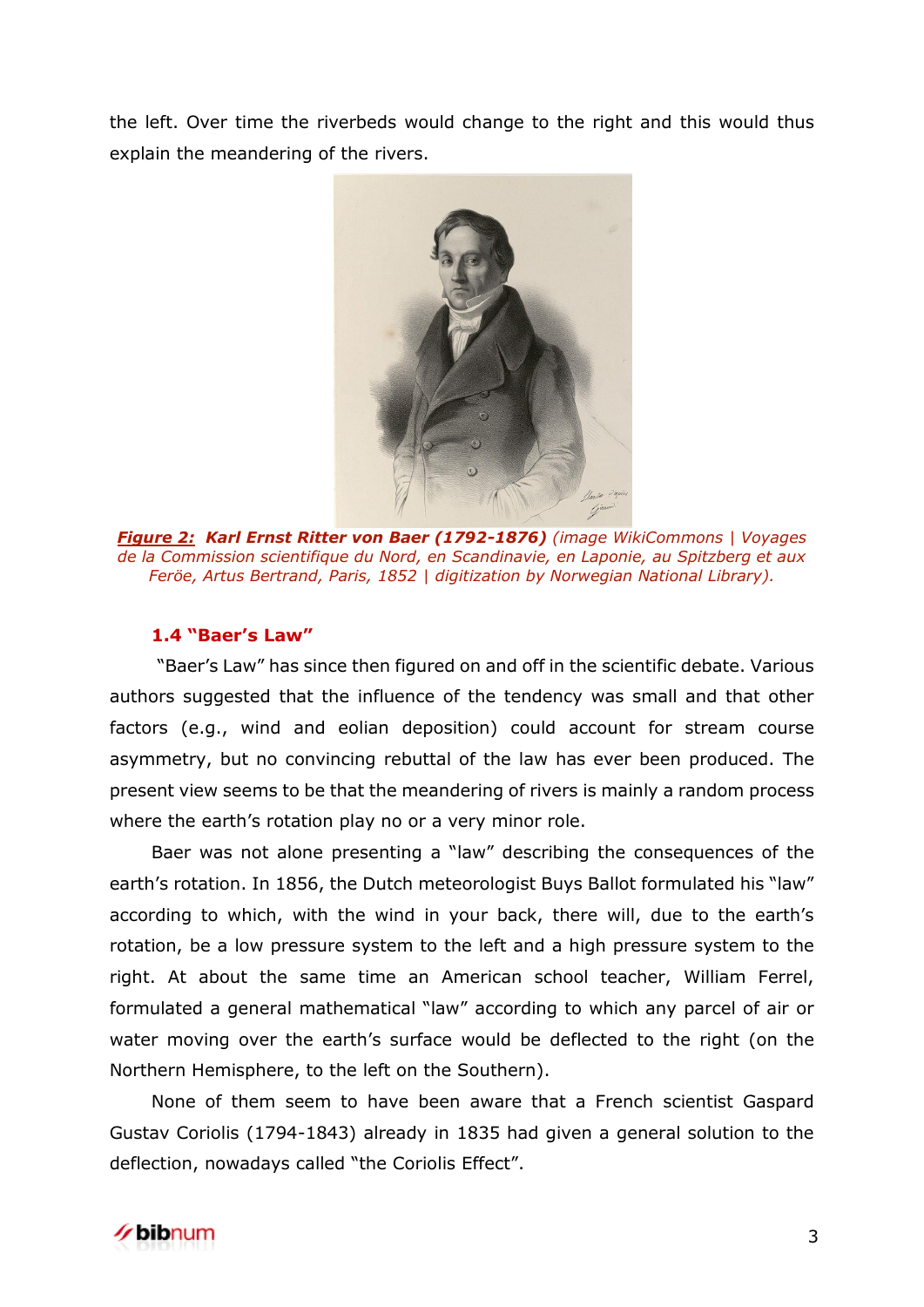the left. Over time the riverbeds would change to the right and this would thus explain the meandering of the rivers.

***Figure 2:*** ***Karl Ernst Ritter von Baer (1792-1876)*** *(image WikiCommons | Voyages de la Commission scientifique du Nord, en Scandinavie, en Laponie, au Spitzberg et aux Feröe, Artus Bertrand, Paris, 1852 | digitization by Norwegian National Library).*

### 1.4 "Baer's Law"

"Baer's Law" has since then figured on and off in the scientific debate. Various authors suggested that the influence of the tendency was small and that other factors (e.g., wind and eolian deposition) could account for stream course asymmetry, but no convincing rebuttal of the law has ever been produced. The present view seems to be that the meandering of rivers is mainly a random process where the earth's rotation play no or a very minor role.

Baer was not alone presenting a "law" describing the consequences of the earth's rotation. In 1856, the Dutch meteorologist Buys Ballot formulated his "law" according to which, with the wind in your back, there will, due to the earth's rotation, be a low pressure system to the left and a high pressure system to the right. At about the same time an American school teacher, William Ferrel, formulated a general mathematical "law" according to which any parcel of air or water moving over the earth's surface would be deflected to the right (on the Northern Hemisphere, to the left on the Southern).

None of them seem to have been aware that a French scientist Gaspard Gustav Coriolis (1794-1843) already in 1835 had given a general solution to the deflection, nowadays called "the Coriolis Effect".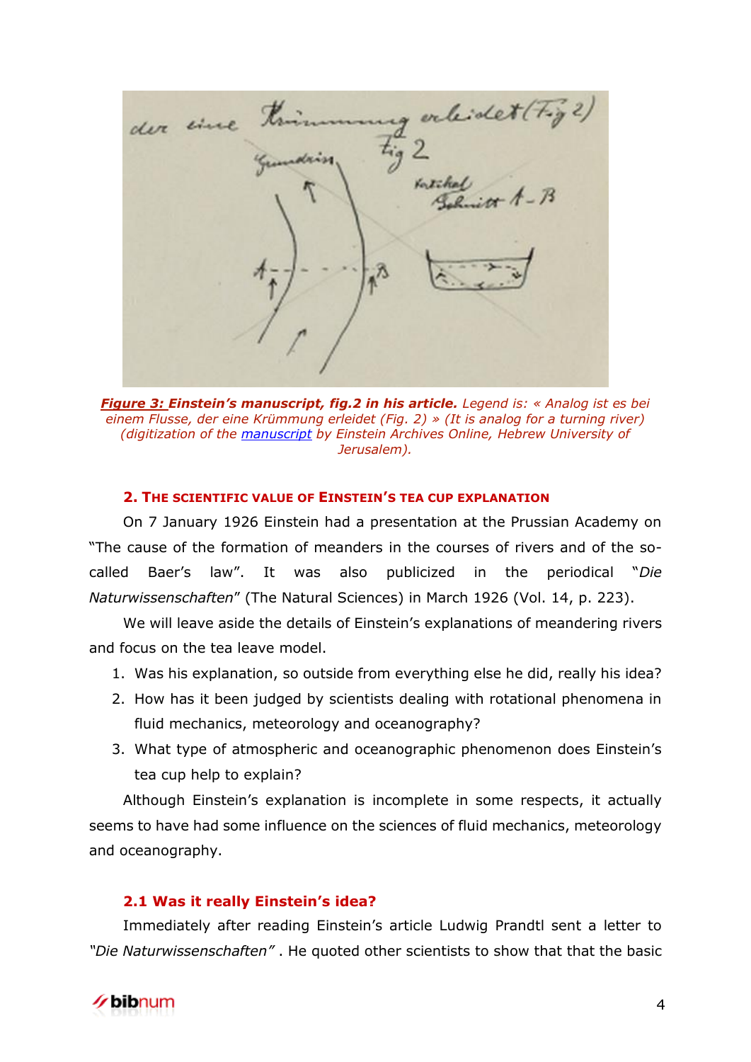**Figure 3: Einstein's manuscript, fig.2 in his article.** *Legend is: « Analog ist es bei einem Flusse, der eine Krümmung erleidet (Fig. 2) » (It is analog for a turning river) (digitization of the manuscript by Einstein Archives Online, Hebrew University of Jerusalem).*

## 2. The scientific value of Einstein's tea cup explanation

On 7 January 1926 Einstein had a presentation at the Prussian Academy on "The cause of the formation of meanders in the courses of rivers and of the so-called Baer's law". It was also publicized in the periodical "*Die Naturwissenschaften*" (The Natural Sciences) in March 1926 (Vol. 14, p. 223).

We will leave aside the details of Einstein's explanations of meandering rivers and focus on the tea leave model.

1. Was his explanation, so outside from everything else he did, really his idea?
2. How has it been judged by scientists dealing with rotational phenomena in fluid mechanics, meteorology and oceanography?
3. What type of atmospheric and oceanographic phenomenon does Einstein's tea cup help to explain?

Although Einstein's explanation is incomplete in some respects, it actually seems to have had some influence on the sciences of fluid mechanics, meteorology and oceanography.

### 2.1 Was it really Einstein's idea?

Immediately after reading Einstein's article Ludwig Prandtl sent a letter to *"Die Naturwissenschaften"* . He quoted other scientists to show that that the basic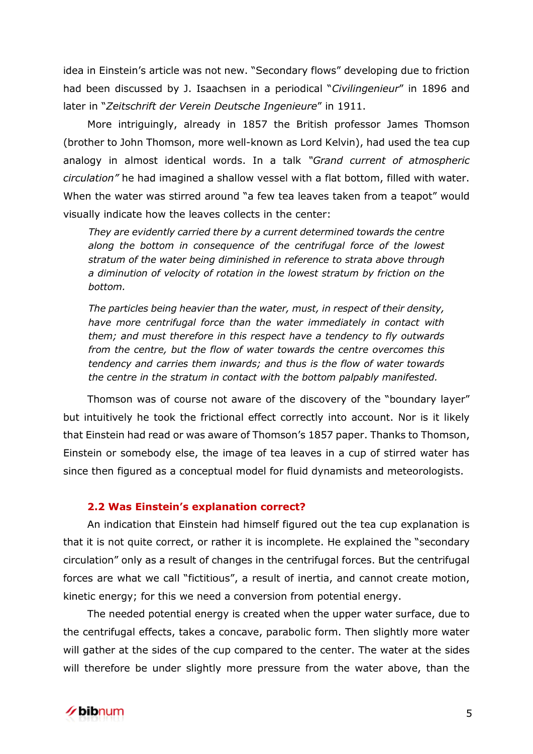idea in Einstein's article was not new. "Secondary flows" developing due to friction had been discussed by J. Isaachsen in a periodical "*Civilingenieur*" in 1896 and later in "*Zeitschrift der Verein Deutsche Ingenieure*" in 1911.

More intriguingly, already in 1857 the British professor James Thomson (brother to John Thomson, more well-known as Lord Kelvin), had used the tea cup analogy in almost identical words. In a talk *"Grand current of atmospheric circulation"* he had imagined a shallow vessel with a flat bottom, filled with water. When the water was stirred around "a few tea leaves taken from a teapot" would visually indicate how the leaves collects in the center:

> *They are evidently carried there by a current determined towards the centre along the bottom in consequence of the centrifugal force of the lowest stratum of the water being diminished in reference to strata above through a diminution of velocity of rotation in the lowest stratum by friction on the bottom.*
>
> *The particles being heavier than the water, must, in respect of their density, have more centrifugal force than the water immediately in contact with them; and must therefore in this respect have a tendency to fly outwards from the centre, but the flow of water towards the centre overcomes this tendency and carries them inwards; and thus is the flow of water towards the centre in the stratum in contact with the bottom palpably manifested.*

Thomson was of course not aware of the discovery of the "boundary layer" but intuitively he took the frictional effect correctly into account. Nor is it likely that Einstein had read or was aware of Thomson's 1857 paper. Thanks to Thomson, Einstein or somebody else, the image of tea leaves in a cup of stirred water has since then figured as a conceptual model for fluid dynamists and meteorologists.

### 2.2 Was Einstein's explanation correct?

An indication that Einstein had himself figured out the tea cup explanation is that it is not quite correct, or rather it is incomplete. He explained the "secondary circulation" only as a result of changes in the centrifugal forces. But the centrifugal forces are what we call "fictitious", a result of inertia, and cannot create motion, kinetic energy; for this we need a conversion from potential energy.

The needed potential energy is created when the upper water surface, due to the centrifugal effects, takes a concave, parabolic form. Then slightly more water will gather at the sides of the cup compared to the center. The water at the sides will therefore be under slightly more pressure from the water above, than the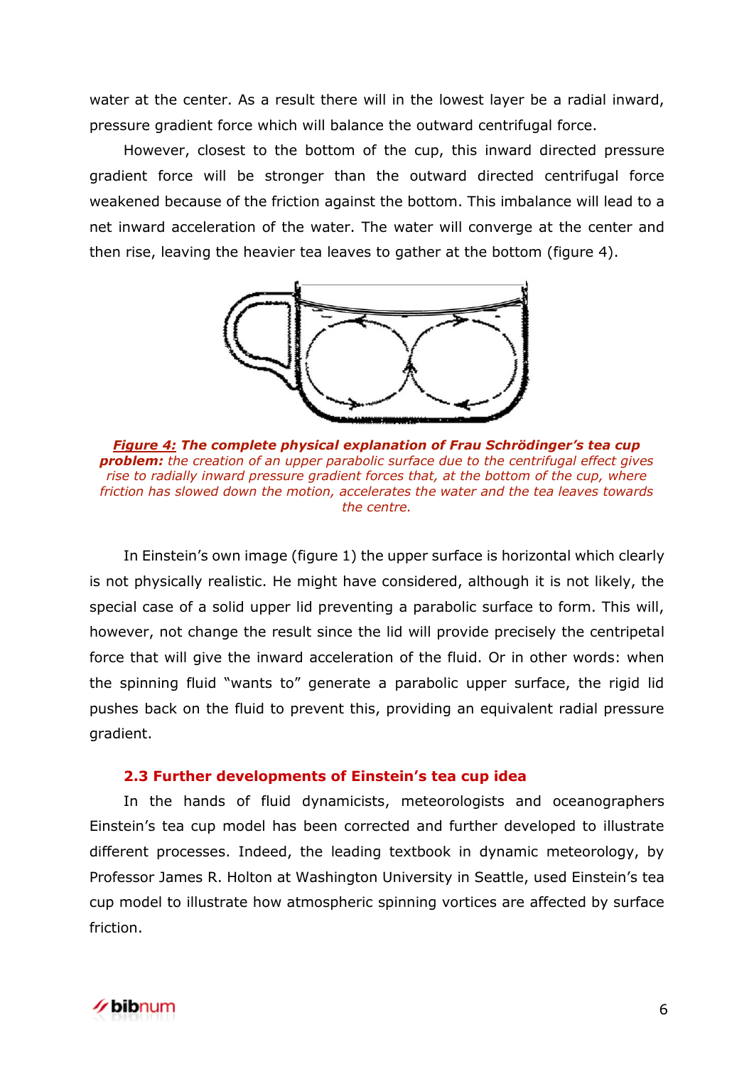water at the center. As a result there will in the lowest layer be a radial inward, pressure gradient force which will balance the outward centrifugal force.

However, closest to the bottom of the cup, this inward directed pressure gradient force will be stronger than the outward directed centrifugal force weakened because of the friction against the bottom. This imbalance will lead to a net inward acceleration of the water. The water will converge at the center and then rise, leaving the heavier tea leaves to gather at the bottom (figure 4).

***Figure 4:* The complete physical explanation of Frau Schrödinger's tea cup problem:** *the creation of an upper parabolic surface due to the centrifugal effect gives rise to radially inward pressure gradient forces that, at the bottom of the cup, where friction has slowed down the motion, accelerates the water and the tea leaves towards the centre.*

In Einstein's own image (figure 1) the upper surface is horizontal which clearly is not physically realistic. He might have considered, although it is not likely, the special case of a solid upper lid preventing a parabolic surface to form. This will, however, not change the result since the lid will provide precisely the centripetal force that will give the inward acceleration of the fluid. Or in other words: when the spinning fluid "wants to" generate a parabolic upper surface, the rigid lid pushes back on the fluid to prevent this, providing an equivalent radial pressure gradient.

### 2.3 Further developments of Einstein's tea cup idea

In the hands of fluid dynamicists, meteorologists and oceanographers Einstein's tea cup model has been corrected and further developed to illustrate different processes. Indeed, the leading textbook in dynamic meteorology, by Professor James R. Holton at Washington University in Seattle, used Einstein's tea cup model to illustrate how atmospheric spinning vortices are affected by surface friction.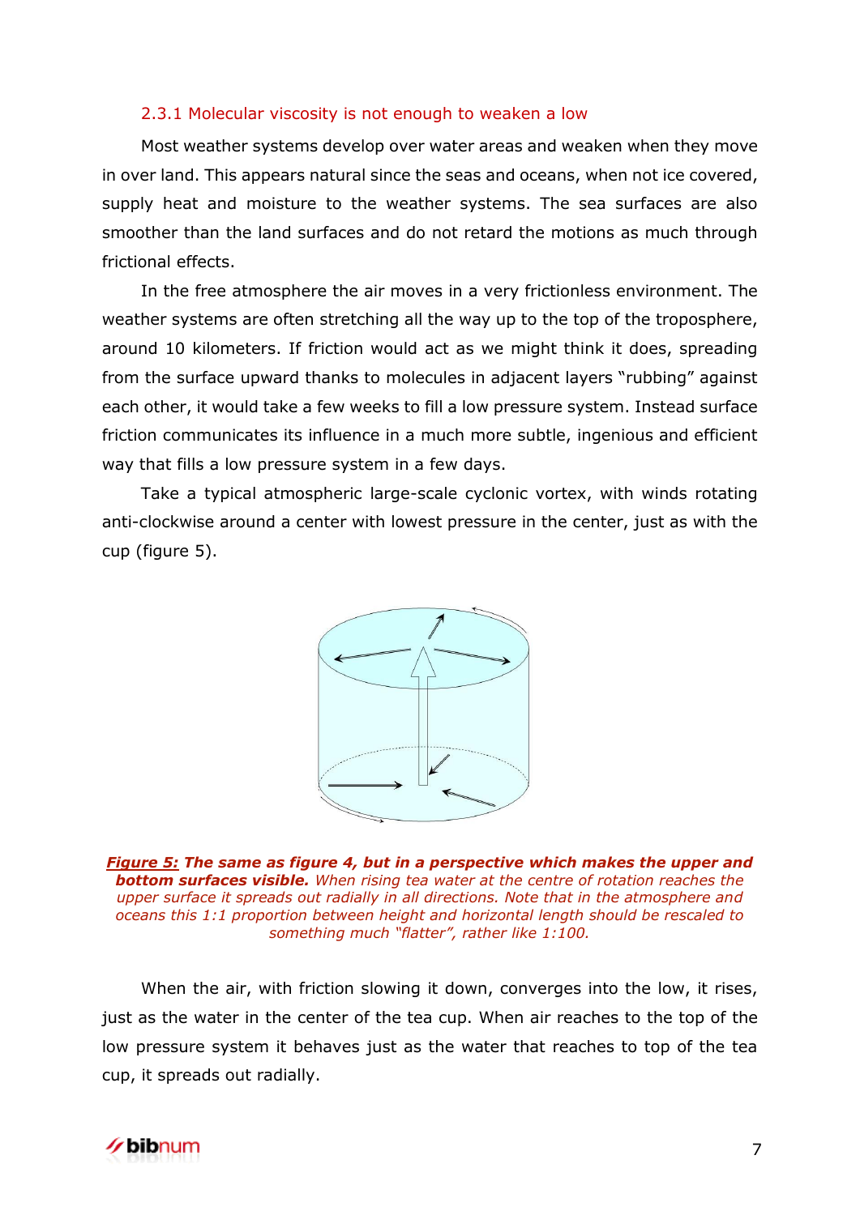### 2.3.1 Molecular viscosity is not enough to weaken a low

Most weather systems develop over water areas and weaken when they move in over land. This appears natural since the seas and oceans, when not ice covered, supply heat and moisture to the weather systems. The sea surfaces are also smoother than the land surfaces and do not retard the motions as much through frictional effects.

In the free atmosphere the air moves in a very frictionless environment. The weather systems are often stretching all the way up to the top of the troposphere, around 10 kilometers. If friction would act as we might think it does, spreading from the surface upward thanks to molecules in adjacent layers "rubbing" against each other, it would take a few weeks to fill a low pressure system. Instead surface friction communicates its influence in a much more subtle, ingenious and efficient way that fills a low pressure system in a few days.

Take a typical atmospheric large-scale cyclonic vortex, with winds rotating anti-clockwise around a center with lowest pressure in the center, just as with the cup (figure 5).

***Figure 5:* The same as figure 4, but in a perspective which makes the upper and bottom surfaces visible.** *When rising tea water at the centre of rotation reaches the upper surface it spreads out radially in all directions. Note that in the atmosphere and oceans this 1:1 proportion between height and horizontal length should be rescaled to something much "flatter", rather like 1:100.*

When the air, with friction slowing it down, converges into the low, it rises, just as the water in the center of the tea cup. When air reaches to the top of the low pressure system it behaves just as the water that reaches to top of the tea cup, it spreads out radially.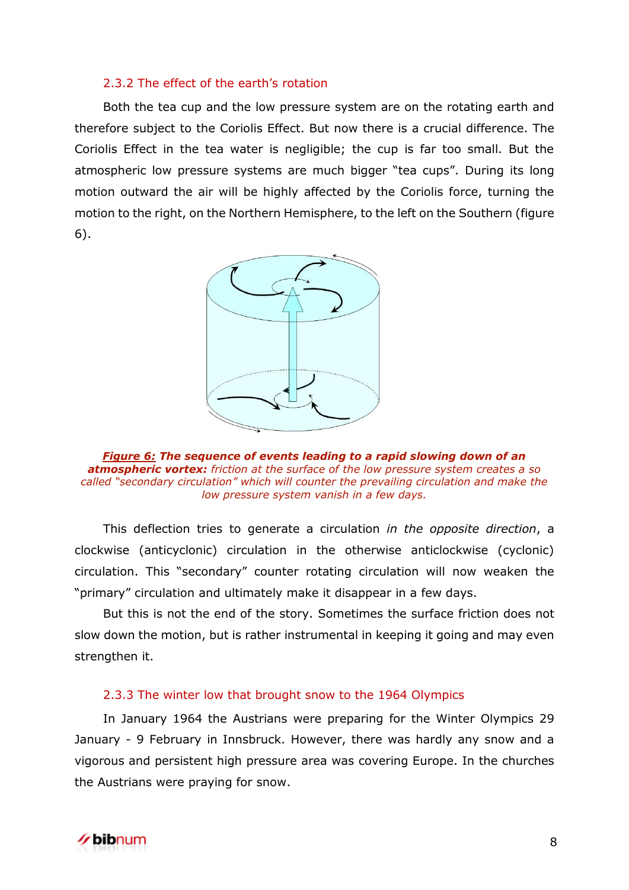### 2.3.2 The effect of the earth's rotation

Both the tea cup and the low pressure system are on the rotating earth and therefore subject to the Coriolis Effect. But now there is a crucial difference. The Coriolis Effect in the tea water is negligible; the cup is far too small. But the atmospheric low pressure systems are much bigger "tea cups". During its long motion outward the air will be highly affected by the Coriolis force, turning the motion to the right, on the Northern Hemisphere, to the left on the Southern (figure 6).

***Figure 6:* The sequence of events leading to a rapid slowing down of an atmospheric vortex:** *friction at the surface of the low pressure system creates a so called "secondary circulation" which will counter the prevailing circulation and make the low pressure system vanish in a few days.*

This deflection tries to generate a circulation *in the opposite direction*, a clockwise (anticyclonic) circulation in the otherwise anticlockwise (cyclonic) circulation. This "secondary" counter rotating circulation will now weaken the "primary" circulation and ultimately make it disappear in a few days.

But this is not the end of the story. Sometimes the surface friction does not slow down the motion, but is rather instrumental in keeping it going and may even strengthen it.

### 2.3.3 The winter low that brought snow to the 1964 Olympics

In January 1964 the Austrians were preparing for the Winter Olympics 29 January - 9 February in Innsbruck. However, there was hardly any snow and a vigorous and persistent high pressure area was covering Europe. In the churches the Austrians were praying for snow.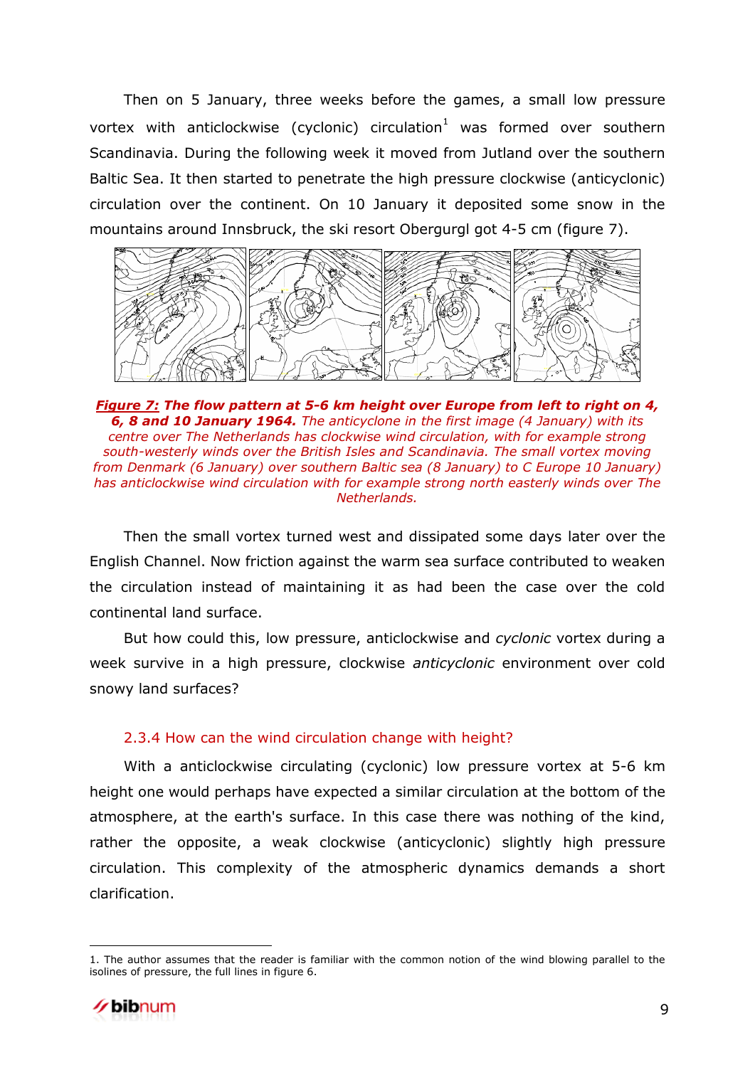Then on 5 January, three weeks before the games, a small low pressure vortex with anticlockwise (cyclonic) circulation[1] was formed over southern Scandinavia. During the following week it moved from Jutland over the southern Baltic Sea. It then started to penetrate the high pressure clockwise (anticyclonic) circulation over the continent. On 10 January it deposited some snow in the mountains around Innsbruck, the ski resort Obergurgl got 4-5 cm (figure 7).

***Figure 7:* The flow pattern at 5-6 km height over Europe from left to right on 4, 6, 8 and 10 January 1964.** *The anticyclone in the first image (4 January) with its centre over The Netherlands has clockwise wind circulation, with for example strong south-westerly winds over the British Isles and Scandinavia. The small vortex moving from Denmark (6 January) over southern Baltic sea (8 January) to C Europe 10 January) has anticlockwise wind circulation with for example strong north easterly winds over The Netherlands.*

Then the small vortex turned west and dissipated some days later over the English Channel. Now friction against the warm sea surface contributed to weaken the circulation instead of maintaining it as had been the case over the cold continental land surface.

But how could this, low pressure, anticlockwise and *cyclonic* vortex during a week survive in a high pressure, clockwise *anticyclonic* environment over cold snowy land surfaces?

### 2.3.4 How can the wind circulation change with height?

With a anticlockwise circulating (cyclonic) low pressure vortex at 5-6 km height one would perhaps have expected a similar circulation at the bottom of the atmosphere, at the earth's surface. In this case there was nothing of the kind, rather the opposite, a weak clockwise (anticyclonic) slightly high pressure circulation. This complexity of the atmospheric dynamics demands a short clarification.

---

1. The author assumes that the reader is familiar with the common notion of the wind blowing parallel to the isolines of pressure, the full lines in figure 6.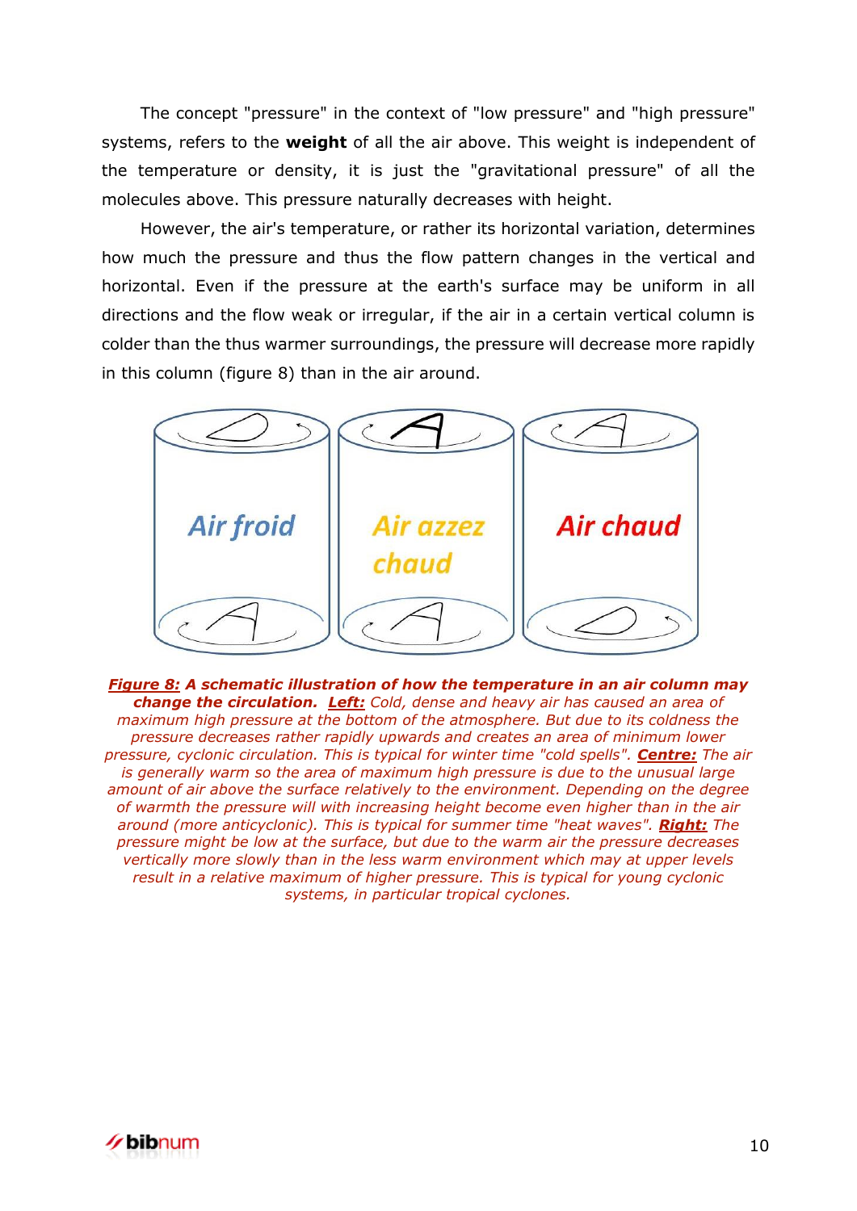The concept "pressure" in the context of "low pressure" and "high pressure" systems, refers to the **weight** of all the air above. This weight is independent of the temperature or density, it is just the "gravitational pressure" of all the molecules above. This pressure naturally decreases with height.

However, the air's temperature, or rather its horizontal variation, determines how much the pressure and thus the flow pattern changes in the vertical and horizontal. Even if the pressure at the earth's surface may be uniform in all directions and the flow weak or irregular, if the air in a certain vertical column is colder than the thus warmer surroundings, the pressure will decrease more rapidly in this column (figure 8) than in the air around.

***Figure 8:* A schematic illustration of how the temperature in an air column may change the circulation.** ***Left:*** *Cold, dense and heavy air has caused an area of maximum high pressure at the bottom of the atmosphere. But due to its coldness the pressure decreases rather rapidly upwards and creates an area of minimum lower pressure, cyclonic circulation. This is typical for winter time "cold spells".* ***Centre:*** *The air is generally warm so the area of maximum high pressure is due to the unusual large amount of air above the surface relatively to the environment. Depending on the degree of warmth the pressure will with increasing height become even higher than in the air around (more anticyclonic). This is typical for summer time "heat waves".* ***Right:*** *The pressure might be low at the surface, but due to the warm air the pressure decreases vertically more slowly than in the less warm environment which may at upper levels result in a relative maximum of higher pressure. This is typical for young cyclonic systems, in particular tropical cyclones.*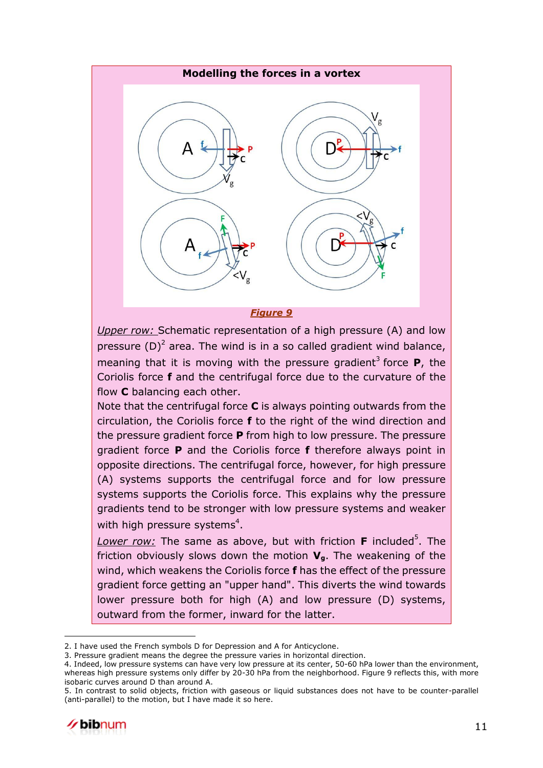**Modelling the forces in a vortex**

***Figure 9***

*Upper row:* Schematic representation of a high pressure (A) and low pressure (D)[2] area. The wind is in a so called gradient wind balance, meaning that it is moving with the pressure gradient[3] force **P**, the Coriolis force **f** and the centrifugal force due to the curvature of the flow **C** balancing each other.

Note that the centrifugal force **C** is always pointing outwards from the circulation, the Coriolis force **f** to the right of the wind direction and the pressure gradient force **P** from high to low pressure. The pressure gradient force **P** and the Coriolis force **f** therefore always point in opposite directions. The centrifugal force, however, for high pressure (A) systems supports the centrifugal force and for low pressure systems supports the Coriolis force. This explains why the pressure gradients tend to be stronger with low pressure systems and weaker with high pressure systems[4].

*Lower row:* The same as above, but with friction **F** included[5]. The friction obviously slows down the motion $\mathbf{V_g}$. The weakening of the wind, which weakens the Coriolis force **f** has the effect of the pressure gradient force getting an "upper hand". This diverts the wind towards lower pressure both for high (A) and low pressure (D) systems, outward from the former, inward for the latter.

---

2. I have used the French symbols D for Depression and A for Anticyclone.
3. Pressure gradient means the degree the pressure varies in horizontal direction.
4. Indeed, low pressure systems can have very low pressure at its center, 50-60 hPa lower than the environment, whereas high pressure systems only differ by 20-30 hPa from the neighborhood. Figure 9 reflects this, with more isobaric curves around D than around A.
5. In contrast to solid objects, friction with gaseous or liquid substances does not have to be counter-parallel (anti-parallel) to the motion, but I have made it so here.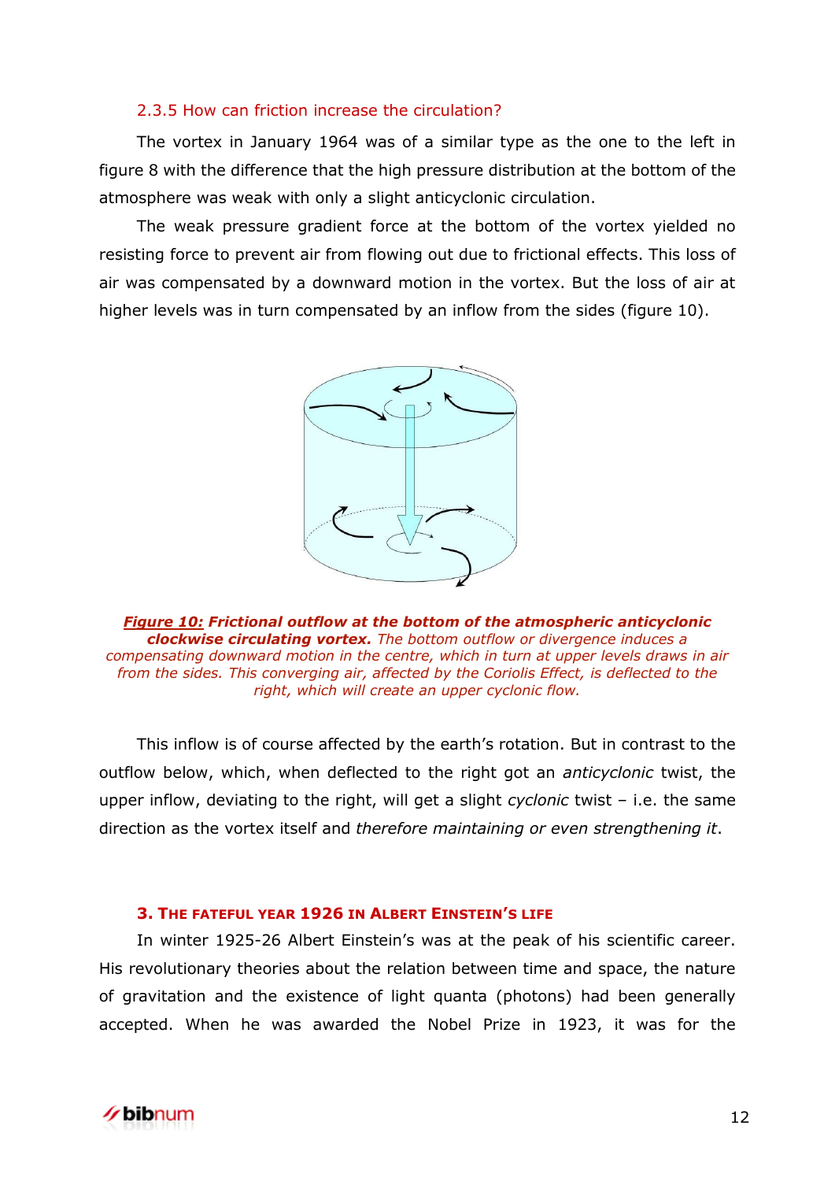### 2.3.5 How can friction increase the circulation?

The vortex in January 1964 was of a similar type as the one to the left in figure 8 with the difference that the high pressure distribution at the bottom of the atmosphere was weak with only a slight anticyclonic circulation.

The weak pressure gradient force at the bottom of the vortex yielded no resisting force to prevent air from flowing out due to frictional effects. This loss of air was compensated by a downward motion in the vortex. But the loss of air at higher levels was in turn compensated by an inflow from the sides (figure 10).

***Figure 10:* Frictional outflow at the bottom of the atmospheric anticyclonic clockwise circulating vortex.** *The bottom outflow or divergence induces a compensating downward motion in the centre, which in turn at upper levels draws in air from the sides. This converging air, affected by the Coriolis Effect, is deflected to the right, which will create an upper cyclonic flow.*

This inflow is of course affected by the earth's rotation. But in contrast to the outflow below, which, when deflected to the right got an *anticyclonic* twist, the upper inflow, deviating to the right, will get a slight *cyclonic* twist – i.e. the same direction as the vortex itself and *therefore maintaining or even strengthening it*.

## 3. The fateful year 1926 in Albert Einstein's life

In winter 1925-26 Albert Einstein's was at the peak of his scientific career. His revolutionary theories about the relation between time and space, the nature of gravitation and the existence of light quanta (photons) had been generally accepted. When he was awarded the Nobel Prize in 1923, it was for the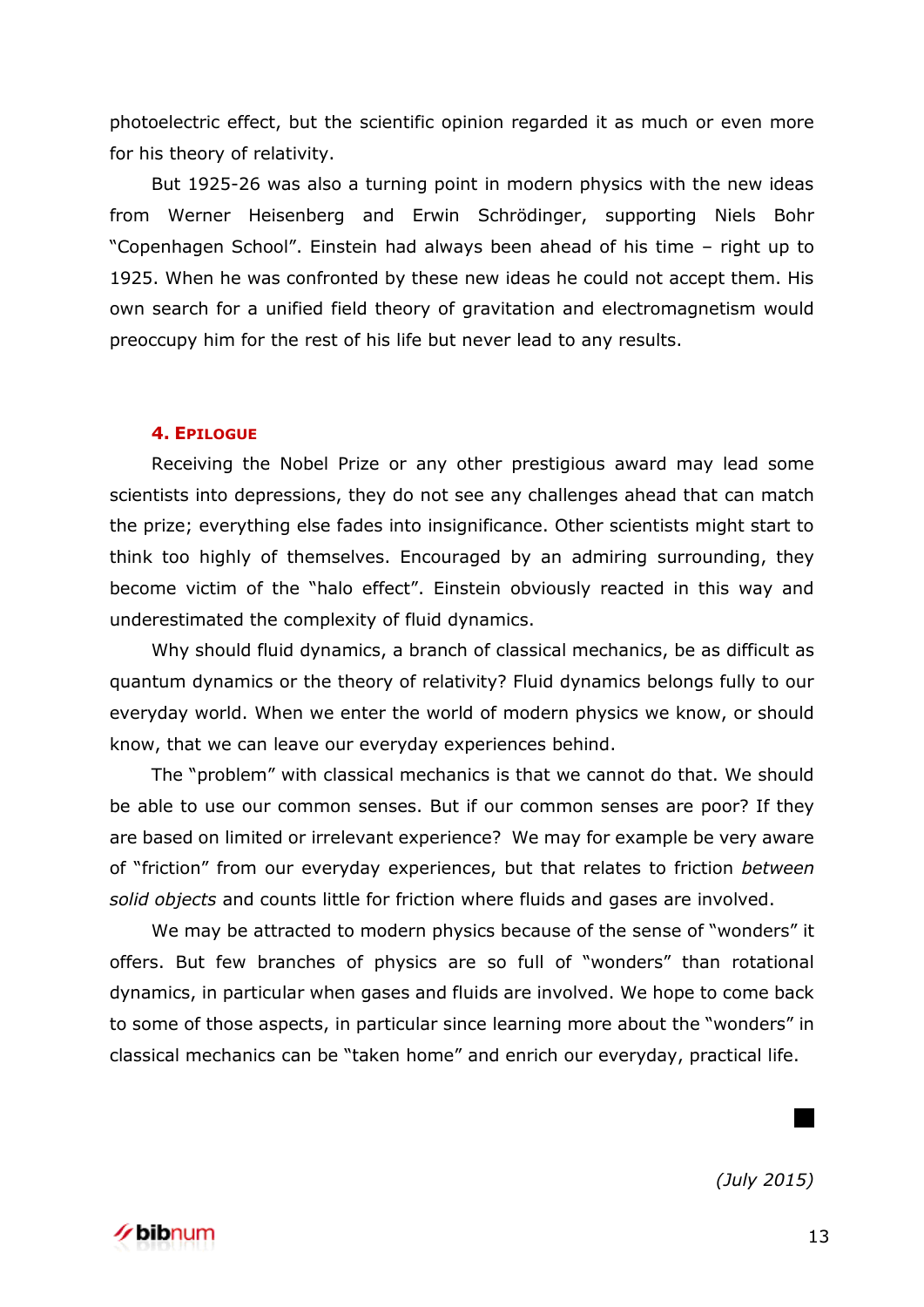photoelectric effect, but the scientific opinion regarded it as much or even more for his theory of relativity.

But 1925-26 was also a turning point in modern physics with the new ideas from Werner Heisenberg and Erwin Schrödinger, supporting Niels Bohr "Copenhagen School". Einstein had always been ahead of his time – right up to 1925. When he was confronted by these new ideas he could not accept them. His own search for a unified field theory of gravitation and electromagnetism would preoccupy him for the rest of his life but never lead to any results.

## 4. Epilogue

Receiving the Nobel Prize or any other prestigious award may lead some scientists into depressions, they do not see any challenges ahead that can match the prize; everything else fades into insignificance. Other scientists might start to think too highly of themselves. Encouraged by an admiring surrounding, they become victim of the "halo effect". Einstein obviously reacted in this way and underestimated the complexity of fluid dynamics.

Why should fluid dynamics, a branch of classical mechanics, be as difficult as quantum dynamics or the theory of relativity? Fluid dynamics belongs fully to our everyday world. When we enter the world of modern physics we know, or should know, that we can leave our everyday experiences behind.

The "problem" with classical mechanics is that we cannot do that. We should be able to use our common senses. But if our common senses are poor? If they are based on limited or irrelevant experience? We may for example be very aware of "friction" from our everyday experiences, but that relates to friction *between solid objects* and counts little for friction where fluids and gases are involved.

We may be attracted to modern physics because of the sense of "wonders" it offers. But few branches of physics are so full of "wonders" than rotational dynamics, in particular when gases and fluids are involved. We hope to come back to some of those aspects, in particular since learning more about the "wonders" in classical mechanics can be "taken home" and enrich our everyday, practical life.

■

*(July 2015)*